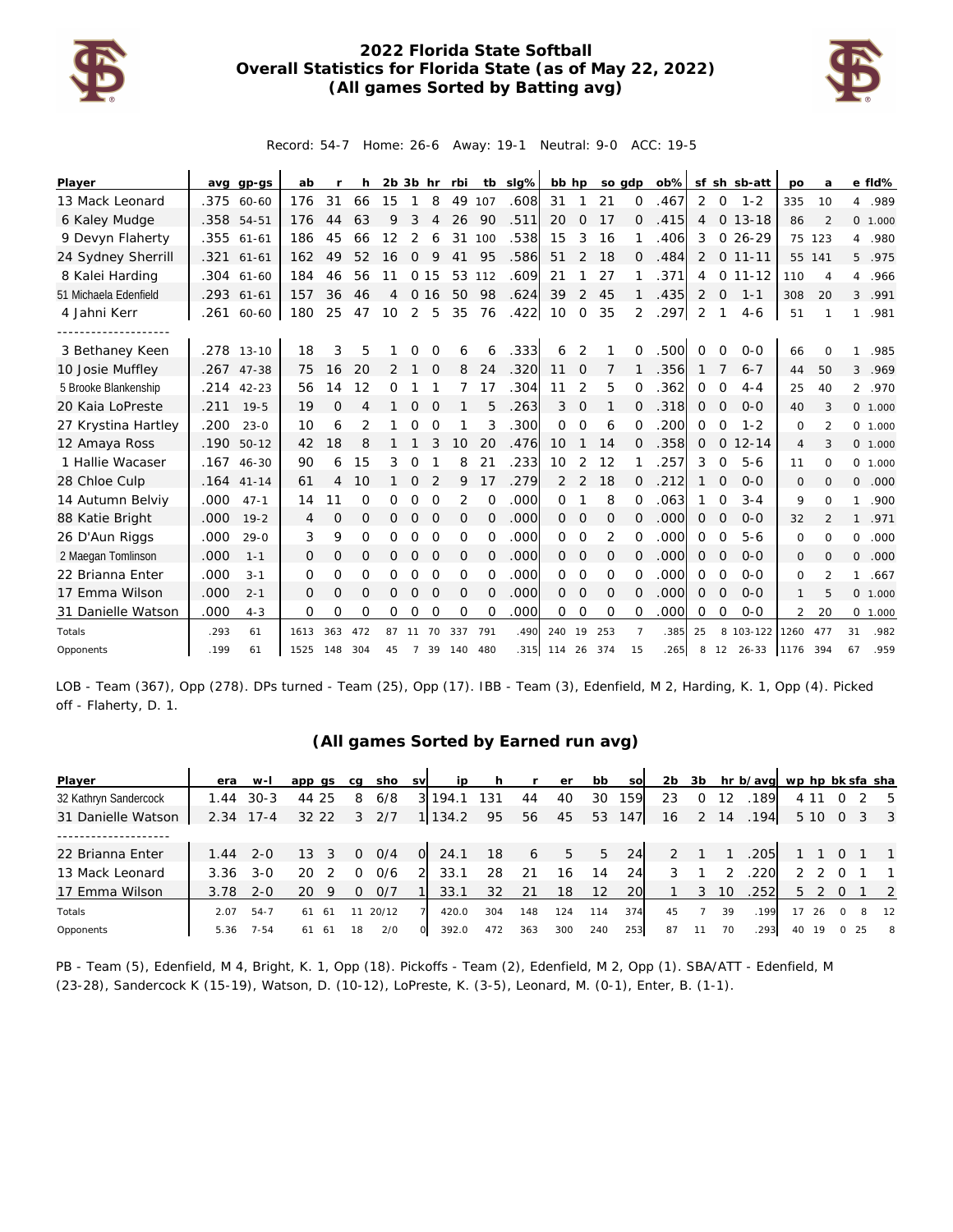# 2022 Florida State Softball
## Overall Statistics for Florida State (as of May 22, 2022)
### (All games Sorted by Batting avg)

Record: 54-7 Home: 26-6 Away: 19-1 Neutral: 9-0 ACC: 19-5

| Player | avg | gp-gs | ab | r | h | 2b | 3b | hr | rbi | tb | slg% | bb | hp | so | gdp | ob% | sf | sh | sb-att | po | a | e | fld% |
|---|---|---|---|---|---|---|---|---|---|---|---|---|---|---|---|---|---|---|---|---|---|---|---|
| 13 Mack Leonard | .375 | 60-60 | 176 | 31 | 66 | 15 | 1 | 8 | 49 | 107 | .608 | 31 | 1 | 21 | 0 | .467 | 2 | 0 | 1-2 | 335 | 10 | 4 | .989 |
| 6 Kaley Mudge | .358 | 54-51 | 176 | 44 | 63 | 9 | 3 | 4 | 26 | 90 | .511 | 20 | 0 | 17 | 0 | .415 | 4 | 0 | 13-18 | 86 | 2 | 0 | 1.000 |
| 9 Devyn Flaherty | .355 | 61-61 | 186 | 45 | 66 | 12 | 2 | 6 | 31 | 100 | .538 | 15 | 3 | 16 | 1 | .406 | 3 | 0 | 26-29 | 75 | 123 | 4 | .980 |
| 24 Sydney Sherrill | .321 | 61-61 | 162 | 49 | 52 | 16 | 0 | 9 | 41 | 95 | .586 | 51 | 2 | 18 | 0 | .484 | 2 | 0 | 11-11 | 55 | 141 | 5 | .975 |
| 8 Kalei Harding | .304 | 61-60 | 184 | 46 | 56 | 11 | 0 | 15 | 53 | 112 | .609 | 21 | 1 | 27 | 1 | .371 | 4 | 0 | 11-12 | 110 | 4 | 4 | .966 |
| 51 Michaela Edenfield | .293 | 61-61 | 157 | 36 | 46 | 4 | 0 | 16 | 50 | 98 | .624 | 39 | 2 | 45 | 1 | .435 | 2 | 0 | 1-1 | 308 | 20 | 3 | .991 |
| 4 Jahni Kerr | .261 | 60-60 | 180 | 25 | 47 | 10 | 2 | 5 | 35 | 76 | .422 | 10 | 0 | 35 | 2 | .297 | 2 | 1 | 4-6 | 51 | 1 | 1 | .981 |
| -------------------- | | | | | | | | | | | | | | | | | | | | | | | |
| 3 Bethaney Keen | .278 | 13-10 | 18 | 3 | 5 | 1 | 0 | 0 | 6 | 6 | .333 | 6 | 2 | 1 | 0 | .500 | 0 | 0 | 0-0 | 66 | 0 | 1 | .985 |
| 10 Josie Muffley | .267 | 47-38 | 75 | 16 | 20 | 2 | 1 | 0 | 8 | 24 | .320 | 11 | 0 | 7 | 1 | .356 | 1 | 7 | 6-7 | 44 | 50 | 3 | .969 |
| 5 Brooke Blankenship | .214 | 42-23 | 56 | 14 | 12 | 0 | 1 | 1 | 7 | 17 | .304 | 11 | 2 | 5 | 0 | .362 | 0 | 0 | 4-4 | 25 | 40 | 2 | .970 |
| 20 Kaia LoPreste | .211 | 19-5 | 19 | 0 | 4 | 1 | 0 | 0 | 1 | 5 | .263 | 3 | 0 | 1 | 0 | .318 | 0 | 0 | 0-0 | 40 | 3 | 0 | 1.000 |
| 27 Krystina Hartley | .200 | 23-0 | 10 | 6 | 2 | 1 | 0 | 0 | 1 | 3 | .300 | 0 | 0 | 6 | 0 | .200 | 0 | 0 | 1-2 | 0 | 2 | 0 | 1.000 |
| 12 Amaya Ross | .190 | 50-12 | 42 | 18 | 8 | 1 | 1 | 3 | 10 | 20 | .476 | 10 | 1 | 14 | 0 | .358 | 0 | 0 | 12-14 | 4 | 3 | 0 | 1.000 |
| 1 Hallie Wacaser | .167 | 46-30 | 90 | 6 | 15 | 3 | 0 | 1 | 8 | 21 | .233 | 10 | 2 | 12 | 1 | .257 | 3 | 0 | 5-6 | 11 | 0 | 0 | 1.000 |
| 28 Chloe Culp | .164 | 41-14 | 61 | 4 | 10 | 1 | 0 | 2 | 9 | 17 | .279 | 2 | 2 | 18 | 0 | .212 | 1 | 0 | 0-0 | 0 | 0 | 0 | .000 |
| 14 Autumn Belviy | .000 | 47-1 | 14 | 11 | 0 | 0 | 0 | 0 | 2 | 0 | .000 | 0 | 1 | 8 | 0 | .063 | 1 | 0 | 3-4 | 9 | 0 | 1 | .900 |
| 88 Katie Bright | .000 | 19-2 | 4 | 0 | 0 | 0 | 0 | 0 | 0 | 0 | .000 | 0 | 0 | 0 | 0 | .000 | 0 | 0 | 0-0 | 32 | 2 | 1 | .971 |
| 26 D'Aun Riggs | .000 | 29-0 | 3 | 9 | 0 | 0 | 0 | 0 | 0 | 0 | .000 | 0 | 0 | 2 | 0 | .000 | 0 | 0 | 5-6 | 0 | 0 | 0 | .000 |
| 2 Maegan Tomlinson | .000 | 1-1 | 0 | 0 | 0 | 0 | 0 | 0 | 0 | 0 | .000 | 0 | 0 | 0 | 0 | .000 | 0 | 0 | 0-0 | 0 | 0 | 0 | .000 |
| 22 Brianna Enter | .000 | 3-1 | 0 | 0 | 0 | 0 | 0 | 0 | 0 | 0 | .000 | 0 | 0 | 0 | 0 | .000 | 0 | 0 | 0-0 | 0 | 2 | 1 | .667 |
| 17 Emma Wilson | .000 | 2-1 | 0 | 0 | 0 | 0 | 0 | 0 | 0 | 0 | .000 | 0 | 0 | 0 | 0 | .000 | 0 | 0 | 0-0 | 1 | 5 | 0 | 1.000 |
| 31 Danielle Watson | .000 | 4-3 | 0 | 0 | 0 | 0 | 0 | 0 | 0 | 0 | .000 | 0 | 0 | 0 | 0 | .000 | 0 | 0 | 0-0 | 2 | 20 | 0 | 1.000 |
| Totals | .293 | 61 | 1613 | 363 | 472 | 87 | 11 | 70 | 337 | 791 | .490 | 240 | 19 | 253 | 7 | .385 | 25 | 8 | 103-122 | 1260 | 477 | 31 | .982 |
| Opponents | .199 | 61 | 1525 | 148 | 304 | 45 | 7 | 39 | 140 | 480 | .315 | 114 | 26 | 374 | 15 | .265 | 8 | 12 | 26-33 | 1176 | 394 | 67 | .959 |

LOB - Team (367), Opp (278). DPs turned - Team (25), Opp (17). IBB - Team (3), Edenfield, M 2, Harding, K. 1, Opp (4). Picked off - Flaherty, D. 1.

### (All games Sorted by Earned run avg)

| Player | era | w-l | app | gs | cg | sho | sv | ip | h | r | er | bb | so | 2b | 3b | hr | b/avg | wp | hp | bk | sfa | sha |
|---|---|---|---|---|---|---|---|---|---|---|---|---|---|---|---|---|---|---|---|---|---|---|
| 32 Kathryn Sandercock | 1.44 | 30-3 | 44 | 25 | 8 | 6/8 | 3 | 194.1 | 131 | 44 | 40 | 30 | 159 | 23 | 0 | 12 | .189 | 4 | 11 | 0 | 2 | 5 |
| 31 Danielle Watson | 2.34 | 17-4 | 32 | 22 | 3 | 2/7 | 1 | 134.2 | 95 | 56 | 45 | 53 | 147 | 16 | 2 | 14 | .194 | 5 | 10 | 0 | 3 | 3 |
| -------------------- | | | | | | | | | | | | | | | | | | | | | | |
| 22 Brianna Enter | 1.44 | 2-0 | 13 | 3 | 0 | 0/4 | 0 | 24.1 | 18 | 6 | 5 | 5 | 24 | 2 | 1 | 1 | .205 | 1 | 1 | 0 | 1 | 1 |
| 13 Mack Leonard | 3.36 | 3-0 | 20 | 2 | 0 | 0/6 | 2 | 33.1 | 28 | 21 | 16 | 14 | 24 | 3 | 1 | 2 | .220 | 2 | 2 | 0 | 1 | 1 |
| 17 Emma Wilson | 3.78 | 2-0 | 20 | 9 | 0 | 0/7 | 1 | 33.1 | 32 | 21 | 18 | 12 | 20 | 1 | 3 | 10 | .252 | 5 | 2 | 0 | 1 | 2 |
| Totals | 2.07 | 54-7 | 61 | 61 | 11 | 20/12 | 7 | 420.0 | 304 | 148 | 124 | 114 | 374 | 45 | 7 | 39 | .199 | 17 | 26 | 0 | 8 | 12 |
| Opponents | 5.36 | 7-54 | 61 | 61 | 18 | 2/0 | 0 | 392.0 | 472 | 363 | 300 | 240 | 253 | 87 | 11 | 70 | .293 | 40 | 19 | 0 | 25 | 8 |

PB - Team (5), Edenfield, M 4, Bright, K. 1, Opp (18). Pickoffs - Team (2), Edenfield, M 2, Opp (1). SBA/ATT - Edenfield, M (23-28), Sandercock K (15-19), Watson, D. (10-12), LoPreste, K. (3-5), Leonard, M. (0-1), Enter, B. (1-1).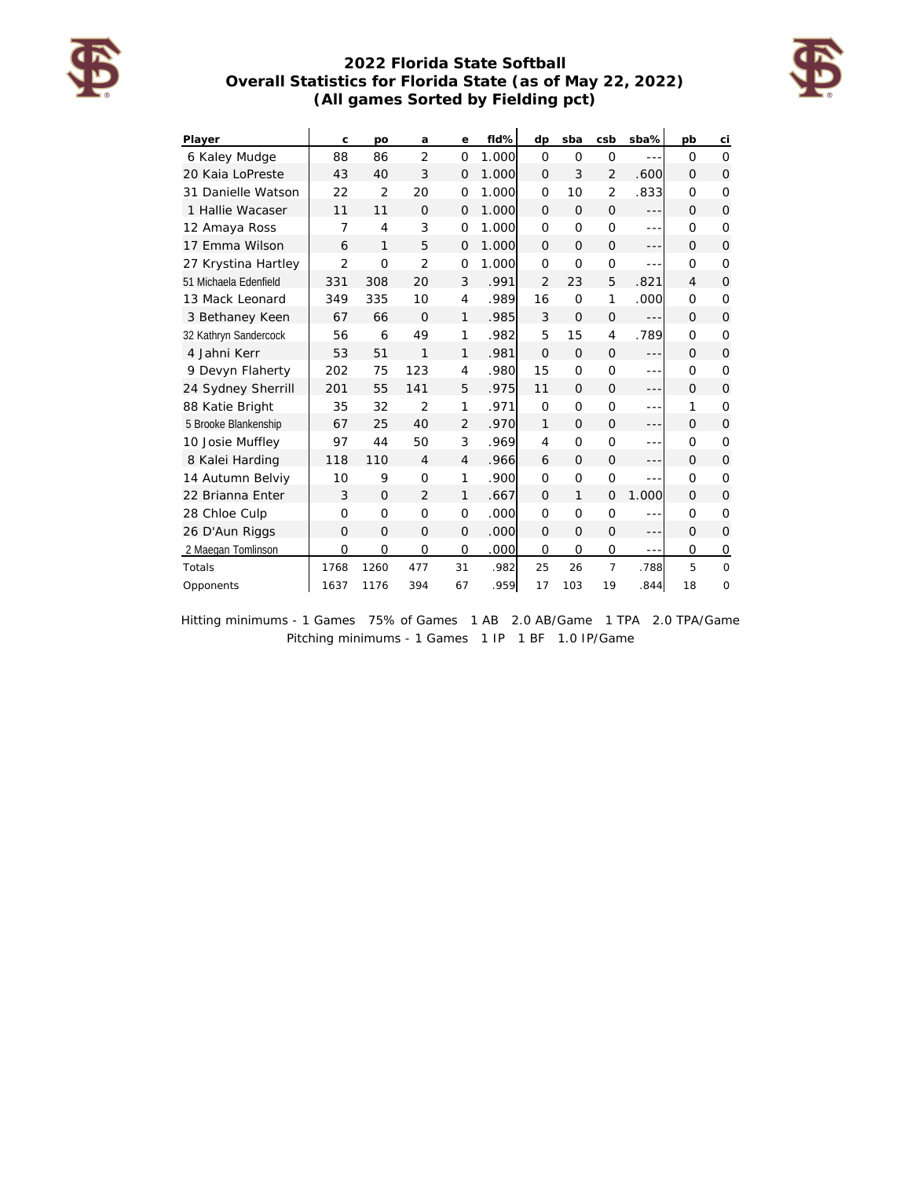# 2022 Florida State Softball
## Overall Statistics for Florida State (as of May 22, 2022)
### (All games Sorted by Fielding pct)

| Player | c | po | a | e | fld% | dp | sba | csb | sba% | pb | ci |
|---|---|---|---|---|---|---|---|---|---|---|---|
| 6 Kaley Mudge | 88 | 86 | 2 | 0 | 1.000 | 0 | 0 | 0 | --- | 0 | 0 |
| 20 Kaia LoPreste | 43 | 40 | 3 | 0 | 1.000 | 0 | 3 | 2 | .600 | 0 | 0 |
| 31 Danielle Watson | 22 | 2 | 20 | 0 | 1.000 | 0 | 10 | 2 | .833 | 0 | 0 |
| 1 Hallie Wacaser | 11 | 11 | 0 | 0 | 1.000 | 0 | 0 | 0 | --- | 0 | 0 |
| 12 Amaya Ross | 7 | 4 | 3 | 0 | 1.000 | 0 | 0 | 0 | --- | 0 | 0 |
| 17 Emma Wilson | 6 | 1 | 5 | 0 | 1.000 | 0 | 0 | 0 | --- | 0 | 0 |
| 27 Krystina Hartley | 2 | 0 | 2 | 0 | 1.000 | 0 | 0 | 0 | --- | 0 | 0 |
| 51 Michaela Edenfield | 331 | 308 | 20 | 3 | .991 | 2 | 23 | 5 | .821 | 4 | 0 |
| 13 Mack Leonard | 349 | 335 | 10 | 4 | .989 | 16 | 0 | 1 | .000 | 0 | 0 |
| 3 Bethaney Keen | 67 | 66 | 0 | 1 | .985 | 3 | 0 | 0 | --- | 0 | 0 |
| 32 Kathryn Sandercock | 56 | 6 | 49 | 1 | .982 | 5 | 15 | 4 | .789 | 0 | 0 |
| 4 Jahni Kerr | 53 | 51 | 1 | 1 | .981 | 0 | 0 | 0 | --- | 0 | 0 |
| 9 Devyn Flaherty | 202 | 75 | 123 | 4 | .980 | 15 | 0 | 0 | --- | 0 | 0 |
| 24 Sydney Sherrill | 201 | 55 | 141 | 5 | .975 | 11 | 0 | 0 | --- | 0 | 0 |
| 88 Katie Bright | 35 | 32 | 2 | 1 | .971 | 0 | 0 | 0 | --- | 1 | 0 |
| 5 Brooke Blankenship | 67 | 25 | 40 | 2 | .970 | 1 | 0 | 0 | --- | 0 | 0 |
| 10 Josie Muffley | 97 | 44 | 50 | 3 | .969 | 4 | 0 | 0 | --- | 0 | 0 |
| 8 Kalei Harding | 118 | 110 | 4 | 4 | .966 | 6 | 0 | 0 | --- | 0 | 0 |
| 14 Autumn Belviy | 10 | 9 | 0 | 1 | .900 | 0 | 0 | 0 | --- | 0 | 0 |
| 22 Brianna Enter | 3 | 0 | 2 | 1 | .667 | 0 | 1 | 0 | 1.000 | 0 | 0 |
| 28 Chloe Culp | 0 | 0 | 0 | 0 | .000 | 0 | 0 | 0 | --- | 0 | 0 |
| 26 D'Aun Riggs | 0 | 0 | 0 | 0 | .000 | 0 | 0 | 0 | --- | 0 | 0 |
| 2 Maegan Tomlinson | 0 | 0 | 0 | 0 | .000 | 0 | 0 | 0 | --- | 0 | 0 |
| Totals | 1768 | 1260 | 477 | 31 | .982 | 25 | 26 | 7 | .788 | 5 | 0 |
| Opponents | 1637 | 1176 | 394 | 67 | .959 | 17 | 103 | 19 | .844 | 18 | 0 |

Hitting minimums - 1 Games 75% of Games 1 AB 2.0 AB/Game 1 TPA 2.0 TPA/Game
Pitching minimums - 1 Games 1 IP 1 BF 1.0 IP/Game